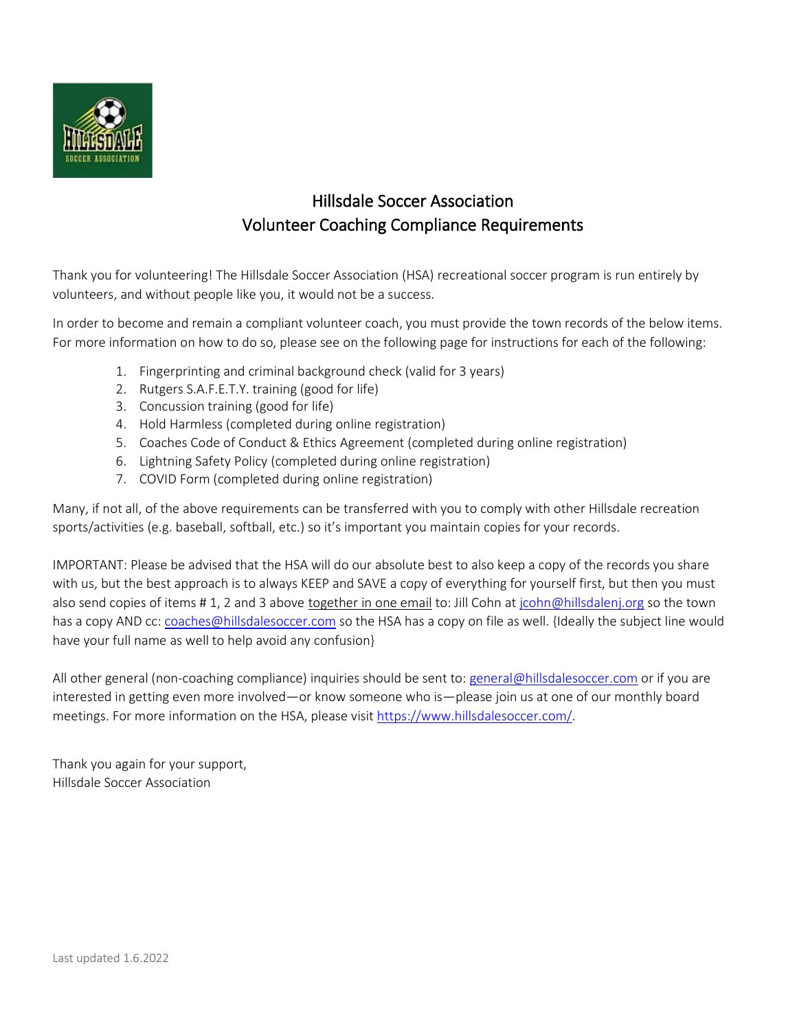# Hillsdale Soccer Association
## Volunteer Coaching Compliance Requirements

Thank you for volunteering! The Hillsdale Soccer Association (HSA) recreational soccer program is run entirely by volunteers, and without people like you, it would not be a success.

In order to become and remain a compliant volunteer coach, you must provide the town records of the below items. For more information on how to do so, please see on the following page for instructions for each of the following:

1. Fingerprinting and criminal background check (valid for 3 years)
2. Rutgers S.A.F.E.T.Y. training (good for life)
3. Concussion training (good for life)
4. Hold Harmless (completed during online registration)
5. Coaches Code of Conduct & Ethics Agreement (completed during online registration)
6. Lightning Safety Policy (completed during online registration)
7. COVID Form (completed during online registration)

Many, if not all, of the above requirements can be transferred with you to comply with other Hillsdale recreation sports/activities (e.g. baseball, softball, etc.) so it's important you maintain copies for your records.

IMPORTANT: Please be advised that the HSA will do our absolute best to also keep a copy of the records you share with us, but the best approach is to always KEEP and SAVE a copy of everything for yourself first, but then you must also send copies of items # 1, 2 and 3 above together in one email to: Jill Cohn at jcohn@hillsdalenj.org so the town has a copy AND cc: coaches@hillsdalesoccer.com so the HSA has a copy on file as well. {Ideally the subject line would have your full name as well to help avoid any confusion}

All other general (non-coaching compliance) inquiries should be sent to: general@hillsdalesoccer.com or if you are interested in getting even more involved—or know someone who is—please join us at one of our monthly board meetings. For more information on the HSA, please visit https://www.hillsdalesoccer.com/.

Thank you again for your support,
Hillsdale Soccer Association

Last updated 1.6.2022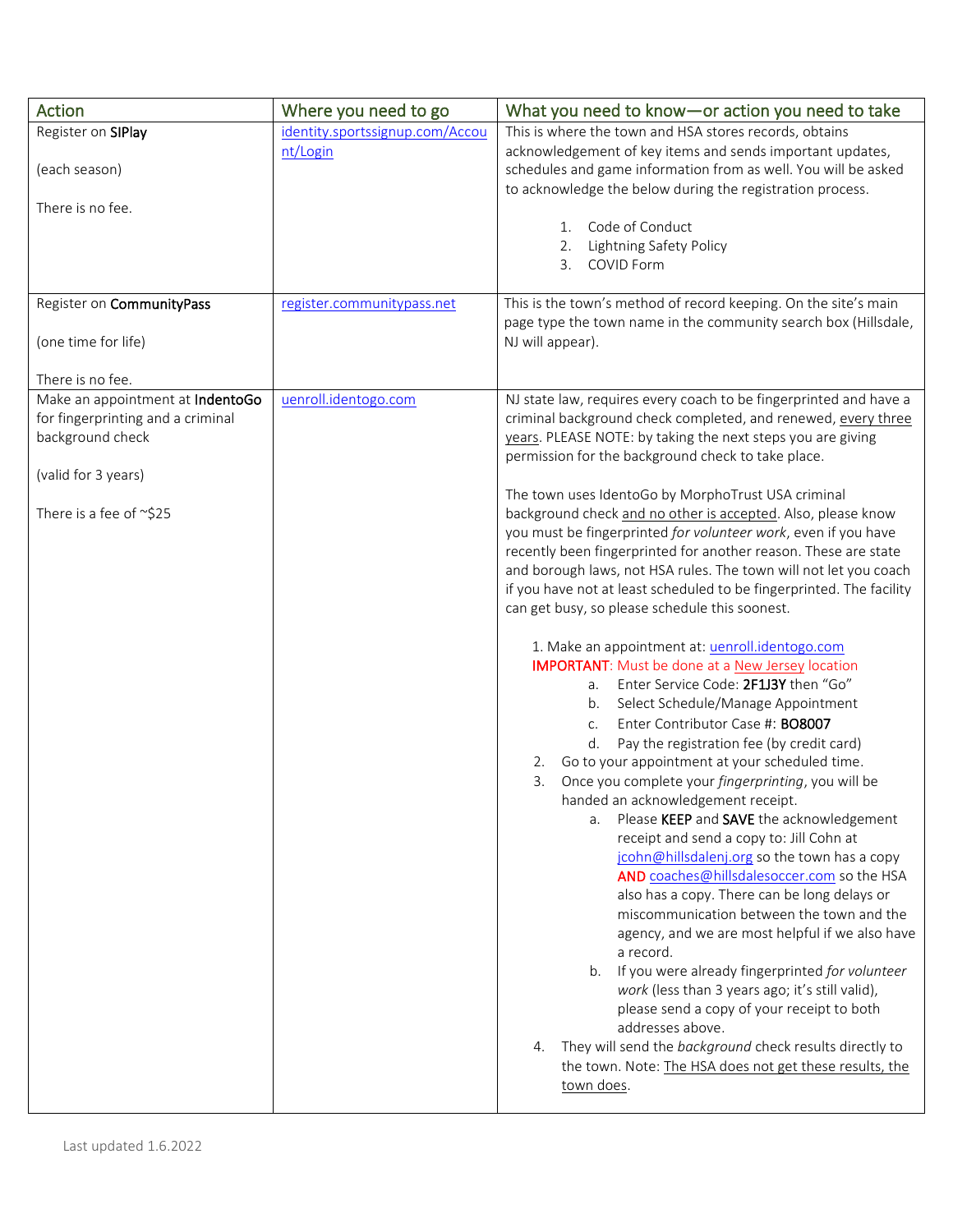| Action | Where you need to go | What you need to know—or action you need to take |
|---|---|---|
| Register on **SIPlay**<br><br>(each season)<br><br>There is no fee. | identity.sportssignup.com/Account/Login | This is where the town and HSA stores records, obtains acknowledgement of key items and sends important updates, schedules and game information from as well. You will be asked to acknowledge the below during the registration process.<br><br>1. Code of Conduct<br>2. Lightning Safety Policy<br>3. COVID Form |
| Register on **CommunityPass**<br><br>(one time for life)<br><br>There is no fee. | register.communitypass.net | This is the town's method of record keeping. On the site's main page type the town name in the community search box (Hillsdale, NJ will appear). |
| Make an appointment at **IndentoGo** for fingerprinting and a criminal background check<br><br>(valid for 3 years)<br><br>There is a fee of ~$25 | uenroll.identogo.com | NJ state law, requires every coach to be fingerprinted and have a criminal background check completed, and renewed, every three years. PLEASE NOTE: by taking the next steps you are giving permission for the background check to take place.<br><br>The town uses IdentoGo by MorphoTrust USA criminal background check and no other is accepted. Also, please know you must be fingerprinted *for volunteer work*, even if you have recently been fingerprinted for another reason. These are state and borough laws, not HSA rules. The town will not let you coach if you have not at least scheduled to be fingerprinted. The facility can get busy, so please schedule this soonest.<br><br>1. Make an appointment at: uenroll.identogo.com<br>**IMPORTANT**: Must be done at a New Jersey location<br>&nbsp;&nbsp;&nbsp;&nbsp;a. Enter Service Code: **2F1J3Y** then "Go"<br>&nbsp;&nbsp;&nbsp;&nbsp;b. Select Schedule/Manage Appointment<br>&nbsp;&nbsp;&nbsp;&nbsp;c. Enter Contributor Case #: **BO8007**<br>&nbsp;&nbsp;&nbsp;&nbsp;d. Pay the registration fee (by credit card)<br>2. Go to your appointment at your scheduled time.<br>3. Once you complete your *fingerprinting*, you will be handed an acknowledgement receipt.<br>&nbsp;&nbsp;&nbsp;&nbsp;a. Please **KEEP** and **SAVE** the acknowledgement receipt and send a copy to: Jill Cohn at jcohn@hillsdalenj.org so the town has a copy **AND** coaches@hillsdalesoccer.com so the HSA also has a copy. There can be long delays or miscommunication between the town and the agency, and we are most helpful if we also have a record.<br>&nbsp;&nbsp;&nbsp;&nbsp;b. If you were already fingerprinted *for volunteer work* (less than 3 years ago; it's still valid), please send a copy of your receipt to both addresses above.<br>4. They will send the *background* check results directly to the town. Note: The HSA does not get these results, the town does. |

Last updated 1.6.2022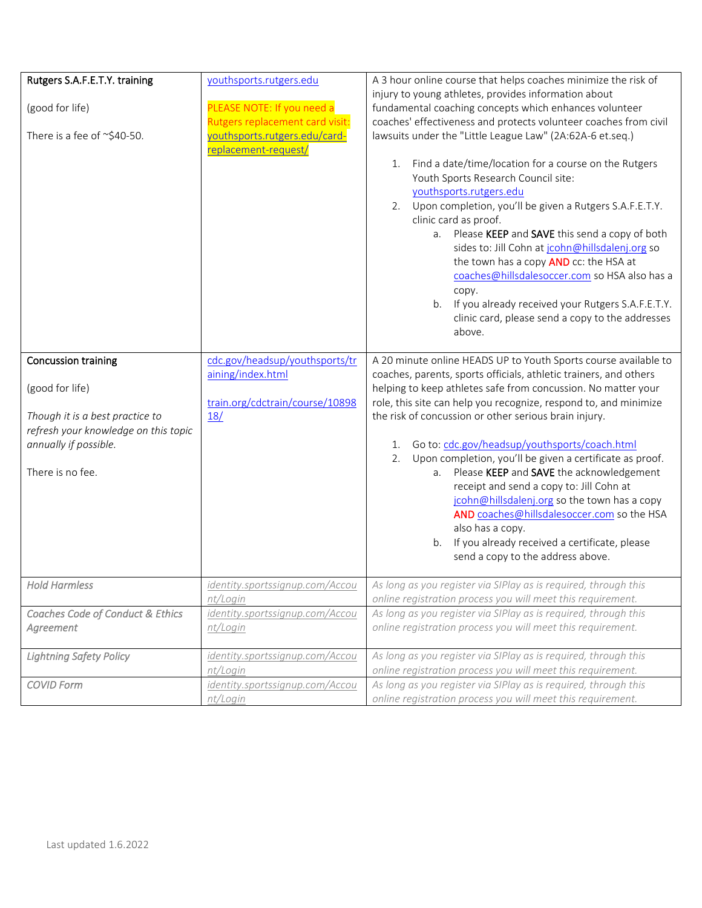| | | |
|---|---|---|
| **Rutgers S.A.F.E.T.Y. training**<br><br>(good for life)<br><br>There is a fee of ~$40-50. | youthsports.rutgers.edu<br><br>PLEASE NOTE: If you need a Rutgers replacement card visit: youthsports.rutgers.edu/card-replacement-request/ | A 3 hour online course that helps coaches minimize the risk of injury to young athletes, provides information about fundamental coaching concepts which enhances volunteer coaches' effectiveness and protects volunteer coaches from civil lawsuits under the "Little League Law" (2A:62A-6 et.seq.)<br><br>1. Find a date/time/location for a course on the Rutgers Youth Sports Research Council site: youthsports.rutgers.edu<br>2. Upon completion, you'll be given a Rutgers S.A.F.E.T.Y. clinic card as proof.<br>a. Please **KEEP** and **SAVE** this send a copy of both sides to: Jill Cohn at jcohn@hillsdalenj.org so the town has a copy **AND** cc: the HSA at coaches@hillsdalesoccer.com so HSA also has a copy.<br>b. If you already received your Rutgers S.A.F.E.T.Y. clinic card, please send a copy to the addresses above. |
| **Concussion training**<br><br>(good for life)<br><br>*Though it is a best practice to refresh your knowledge on this topic annually if possible.*<br><br>There is no fee. | cdc.gov/headsup/youthsports/training/index.html<br><br>train.org/cdctrain/course/1089818/ | A 20 minute online HEADS UP to Youth Sports course available to coaches, parents, sports officials, athletic trainers, and others helping to keep athletes safe from concussion. No matter your role, this site can help you recognize, respond to, and minimize the risk of concussion or other serious brain injury.<br><br>1. Go to: cdc.gov/headsup/youthsports/coach.html<br>2. Upon completion, you'll be given a certificate as proof.<br>a. Please **KEEP** and **SAVE** the acknowledgement receipt and send a copy to: Jill Cohn at jcohn@hillsdalenj.org so the town has a copy **AND** coaches@hillsdalesoccer.com so the HSA also has a copy.<br>b. If you already received a certificate, please send a copy to the address above. |
| *Hold Harmless* | *identity.sportssignup.com/Account/Login* | *As long as you register via SIPlay as is required, through this online registration process you will meet this requirement.* |
| *Coaches Code of Conduct & Ethics Agreement* | *identity.sportssignup.com/Account/Login* | *As long as you register via SIPlay as is required, through this online registration process you will meet this requirement.* |
| *Lightning Safety Policy* | *identity.sportssignup.com/Account/Login* | *As long as you register via SIPlay as is required, through this online registration process you will meet this requirement.* |
| *COVID Form* | *identity.sportssignup.com/Account/Login* | *As long as you register via SIPlay as is required, through this online registration process you will meet this requirement.* |

Last updated 1.6.2022